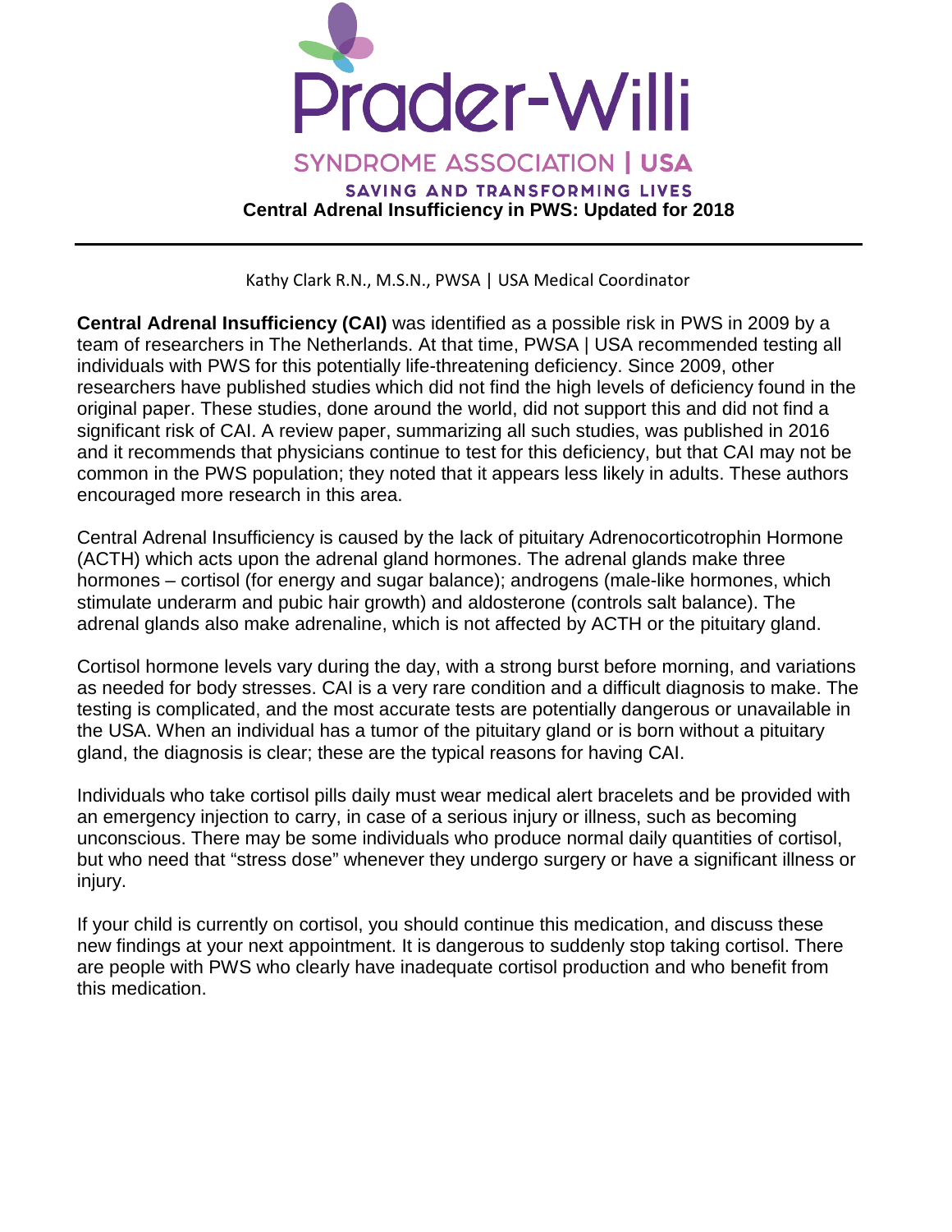Prader-Willi

SYNDROME ASSOCIATION | USA

SAVING AND TRANSFORMING LIVES

# Central Adrenal Insufficiency in PWS: Updated for 2018

Kathy Clark R.N., M.S.N., PWSA | USA Medical Coordinator

**Central Adrenal Insufficiency (CAI)** was identified as a possible risk in PWS in 2009 by a team of researchers in The Netherlands. At that time, PWSA | USA recommended testing all individuals with PWS for this potentially life-threatening deficiency. Since 2009, other researchers have published studies which did not find the high levels of deficiency found in the original paper. These studies, done around the world, did not support this and did not find a significant risk of CAI. A review paper, summarizing all such studies, was published in 2016 and it recommends that physicians continue to test for this deficiency, but that CAI may not be common in the PWS population; they noted that it appears less likely in adults. These authors encouraged more research in this area.

Central Adrenal Insufficiency is caused by the lack of pituitary Adrenocorticotrophin Hormone (ACTH) which acts upon the adrenal gland hormones. The adrenal glands make three hormones – cortisol (for energy and sugar balance); androgens (male-like hormones, which stimulate underarm and pubic hair growth) and aldosterone (controls salt balance). The adrenal glands also make adrenaline, which is not affected by ACTH or the pituitary gland.

Cortisol hormone levels vary during the day, with a strong burst before morning, and variations as needed for body stresses. CAI is a very rare condition and a difficult diagnosis to make. The testing is complicated, and the most accurate tests are potentially dangerous or unavailable in the USA. When an individual has a tumor of the pituitary gland or is born without a pituitary gland, the diagnosis is clear; these are the typical reasons for having CAI.

Individuals who take cortisol pills daily must wear medical alert bracelets and be provided with an emergency injection to carry, in case of a serious injury or illness, such as becoming unconscious. There may be some individuals who produce normal daily quantities of cortisol, but who need that "stress dose" whenever they undergo surgery or have a significant illness or injury.

If your child is currently on cortisol, you should continue this medication, and discuss these new findings at your next appointment. It is dangerous to suddenly stop taking cortisol. There are people with PWS who clearly have inadequate cortisol production and who benefit from this medication.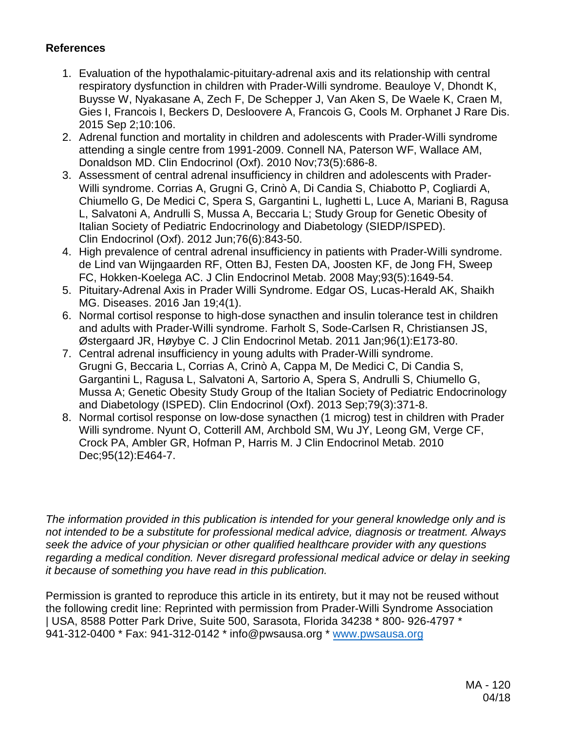**References**

1. Evaluation of the hypothalamic-pituitary-adrenal axis and its relationship with central respiratory dysfunction in children with Prader-Willi syndrome. Beauloye V, Dhondt K, Buysse W, Nyakasane A, Zech F, De Schepper J, Van Aken S, De Waele K, Craen M, Gies I, Francois I, Beckers D, Desloovere A, Francois G, Cools M. Orphanet J Rare Dis. 2015 Sep 2;10:106.
2. Adrenal function and mortality in children and adolescents with Prader-Willi syndrome attending a single centre from 1991-2009. Connell NA, Paterson WF, Wallace AM, Donaldson MD. Clin Endocrinol (Oxf). 2010 Nov;73(5):686-8.
3. Assessment of central adrenal insufficiency in children and adolescents with Prader-Willi syndrome. Corrias A, Grugni G, Crinò A, Di Candia S, Chiabotto P, Cogliardi A, Chiumello G, De Medici C, Spera S, Gargantini L, Iughetti L, Luce A, Mariani B, Ragusa L, Salvatoni A, Andrulli S, Mussa A, Beccaria L; Study Group for Genetic Obesity of Italian Society of Pediatric Endocrinology and Diabetology (SIEDP/ISPED). Clin Endocrinol (Oxf). 2012 Jun;76(6):843-50.
4. High prevalence of central adrenal insufficiency in patients with Prader-Willi syndrome. de Lind van Wijngaarden RF, Otten BJ, Festen DA, Joosten KF, de Jong FH, Sweep FC, Hokken-Koelega AC. J Clin Endocrinol Metab. 2008 May;93(5):1649-54.
5. Pituitary-Adrenal Axis in Prader Willi Syndrome. Edgar OS, Lucas-Herald AK, Shaikh MG. Diseases. 2016 Jan 19;4(1).
6. Normal cortisol response to high-dose synacthen and insulin tolerance test in children and adults with Prader-Willi syndrome. Farholt S, Sode-Carlsen R, Christiansen JS, Østergaard JR, Høybye C. J Clin Endocrinol Metab. 2011 Jan;96(1):E173-80.
7. Central adrenal insufficiency in young adults with Prader-Willi syndrome. Grugni G, Beccaria L, Corrias A, Crinò A, Cappa M, De Medici C, Di Candia S, Gargantini L, Ragusa L, Salvatoni A, Sartorio A, Spera S, Andrulli S, Chiumello G, Mussa A; Genetic Obesity Study Group of the Italian Society of Pediatric Endocrinology and Diabetology (ISPED). Clin Endocrinol (Oxf). 2013 Sep;79(3):371-8.
8. Normal cortisol response on low-dose synacthen (1 microg) test in children with Prader Willi syndrome. Nyunt O, Cotterill AM, Archbold SM, Wu JY, Leong GM, Verge CF, Crock PA, Ambler GR, Hofman P, Harris M. J Clin Endocrinol Metab. 2010 Dec;95(12):E464-7.

*The information provided in this publication is intended for your general knowledge only and is not intended to be a substitute for professional medical advice, diagnosis or treatment. Always seek the advice of your physician or other qualified healthcare provider with any questions regarding a medical condition. Never disregard professional medical advice or delay in seeking it because of something you have read in this publication.*

Permission is granted to reproduce this article in its entirety, but it may not be reused without the following credit line: Reprinted with permission from Prader-Willi Syndrome Association | USA, 8588 Potter Park Drive, Suite 500, Sarasota, Florida 34238 * 800- 926-4797 * 941-312-0400 * Fax: 941-312-0142 * info@pwsausa.org * [www.pwsausa.org](http://www.pwsausa.org)

MA - 120
04/18